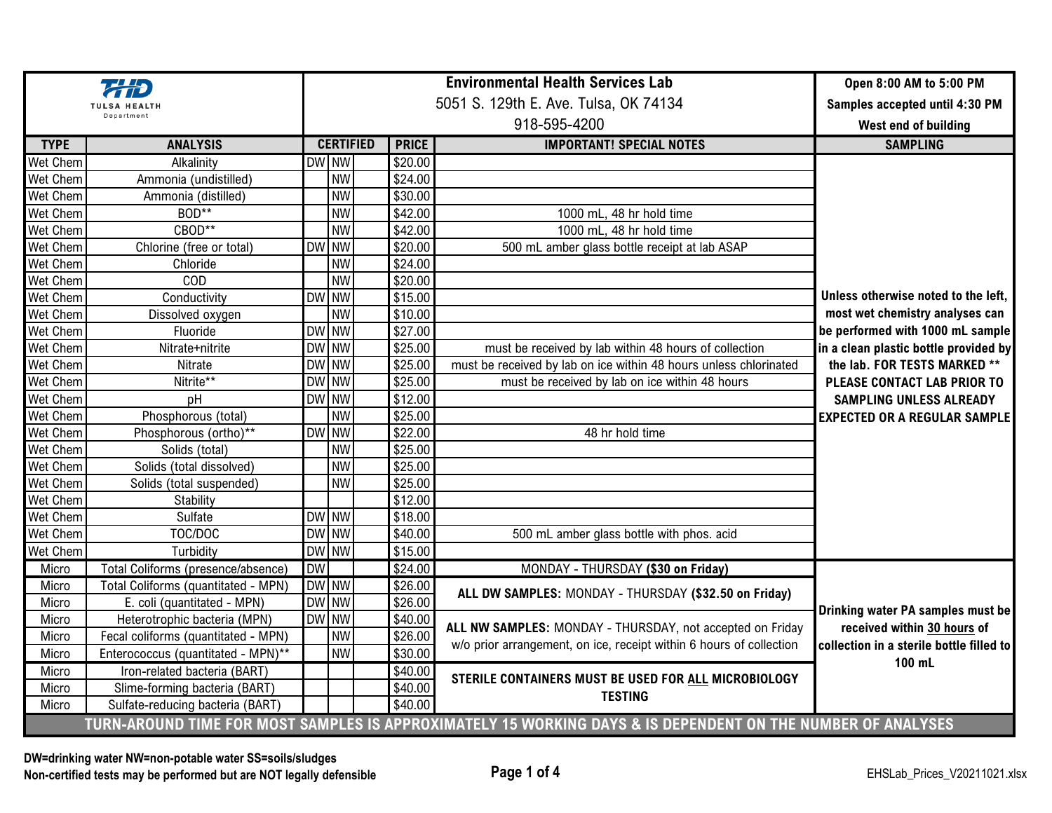**TULSA HEALTH Department**

## Environmental Health Services Lab

5051 S. 129th E. Ave. Tulsa, OK 74134

918-595-4200

**Open 8:00 AM to 5:00 PM**
**Samples accepted until 4:30 PM**
**West end of building**

| TYPE | ANALYSIS | CERTIFIED | | | PRICE | IMPORTANT! SPECIAL NOTES | SAMPLING |
|---|---|---|---|---|---|---|---|
| Wet Chem | Alkalinity | DW | NW | | $20.00 | | Unless otherwise noted to the left, most wet chemistry analyses can be performed with 1000 mL sample in a clean plastic bottle provided by the lab. FOR TESTS MARKED ** PLEASE CONTACT LAB PRIOR TO SAMPLING UNLESS ALREADY EXPECTED OR A REGULAR SAMPLE |
| Wet Chem | Ammonia (undistilled) | | NW | | $24.00 | | |
| Wet Chem | Ammonia (distilled) | | NW | | $30.00 | | |
| Wet Chem | BOD** | | NW | | $42.00 | 1000 mL, 48 hr hold time | |
| Wet Chem | CBOD** | | NW | | $42.00 | 1000 mL, 48 hr hold time | |
| Wet Chem | Chlorine (free or total) | DW | NW | | $20.00 | 500 mL amber glass bottle receipt at lab ASAP | |
| Wet Chem | Chloride | | NW | | $24.00 | | |
| Wet Chem | COD | | NW | | $20.00 | | |
| Wet Chem | Conductivity | DW | NW | | $15.00 | | |
| Wet Chem | Dissolved oxygen | | NW | | $10.00 | | |
| Wet Chem | Fluoride | DW | NW | | $27.00 | | |
| Wet Chem | Nitrate+nitrite | DW | NW | | $25.00 | must be received by lab within 48 hours of collection | |
| Wet Chem | Nitrate | DW | NW | | $25.00 | must be received by lab on ice within 48 hours unless chlorinated | |
| Wet Chem | Nitrite** | DW | NW | | $25.00 | must be received by lab on ice within 48 hours | |
| Wet Chem | pH | DW | NW | | $12.00 | | |
| Wet Chem | Phosphorous (total) | | NW | | $25.00 | | |
| Wet Chem | Phosphorous (ortho)** | DW | NW | | $22.00 | 48 hr hold time | |
| Wet Chem | Solids (total) | | NW | | $25.00 | | |
| Wet Chem | Solids (total dissolved) | | NW | | $25.00 | | |
| Wet Chem | Solids (total suspended) | | NW | | $25.00 | | |
| Wet Chem | Stability | | | | $12.00 | | |
| Wet Chem | Sulfate | DW | NW | | $18.00 | | |
| Wet Chem | TOC/DOC | DW | NW | | $40.00 | 500 mL amber glass bottle with phos. acid | |
| Wet Chem | Turbidity | DW | NW | | $15.00 | | |
| Micro | Total Coliforms (presence/absence) | DW | | | $24.00 | MONDAY - THURSDAY **($30 on Friday)** | Drinking water PA samples must be received within <u>30 hours</u> of collection in a sterile bottle filled to 100 mL |
| Micro | Total Coliforms (quantitated - MPN) | DW | NW | | $26.00 | **ALL DW SAMPLES:** MONDAY - THURSDAY **($32.50 on Friday)** | |
| Micro | E. coli (quantitated - MPN) | DW | NW | | $26.00 | | |
| Micro | Heterotrophic bacteria (MPN) | DW | NW | | $40.00 | **ALL NW SAMPLES:** MONDAY - THURSDAY, not accepted on Friday w/o prior arrangement, on ice, receipt within 6 hours of collection | |
| Micro | Fecal coliforms (quantitated - MPN) | | NW | | $26.00 | | |
| Micro | Enterococcus (quantitated - MPN)** | | NW | | $30.00 | | |
| Micro | Iron-related bacteria (BART) | | | | $40.00 | **STERILE CONTAINERS MUST BE USED FOR <u>ALL</u> MICROBIOLOGY TESTING** | |
| Micro | Slime-forming bacteria (BART) | | | | $40.00 | | |
| Micro | Sulfate-reducing bacteria (BART) | | | | $40.00 | | |

**TURN-AROUND TIME FOR MOST SAMPLES IS APPROXIMATELY 15 WORKING DAYS & IS DEPENDENT ON THE NUMBER OF ANALYSES**

**DW=drinking water NW=non-potable water SS=soils/sludges**
**Non-certified tests may be performed but are NOT legally defensible**

EHSLab_Prices_V20211021.xlsx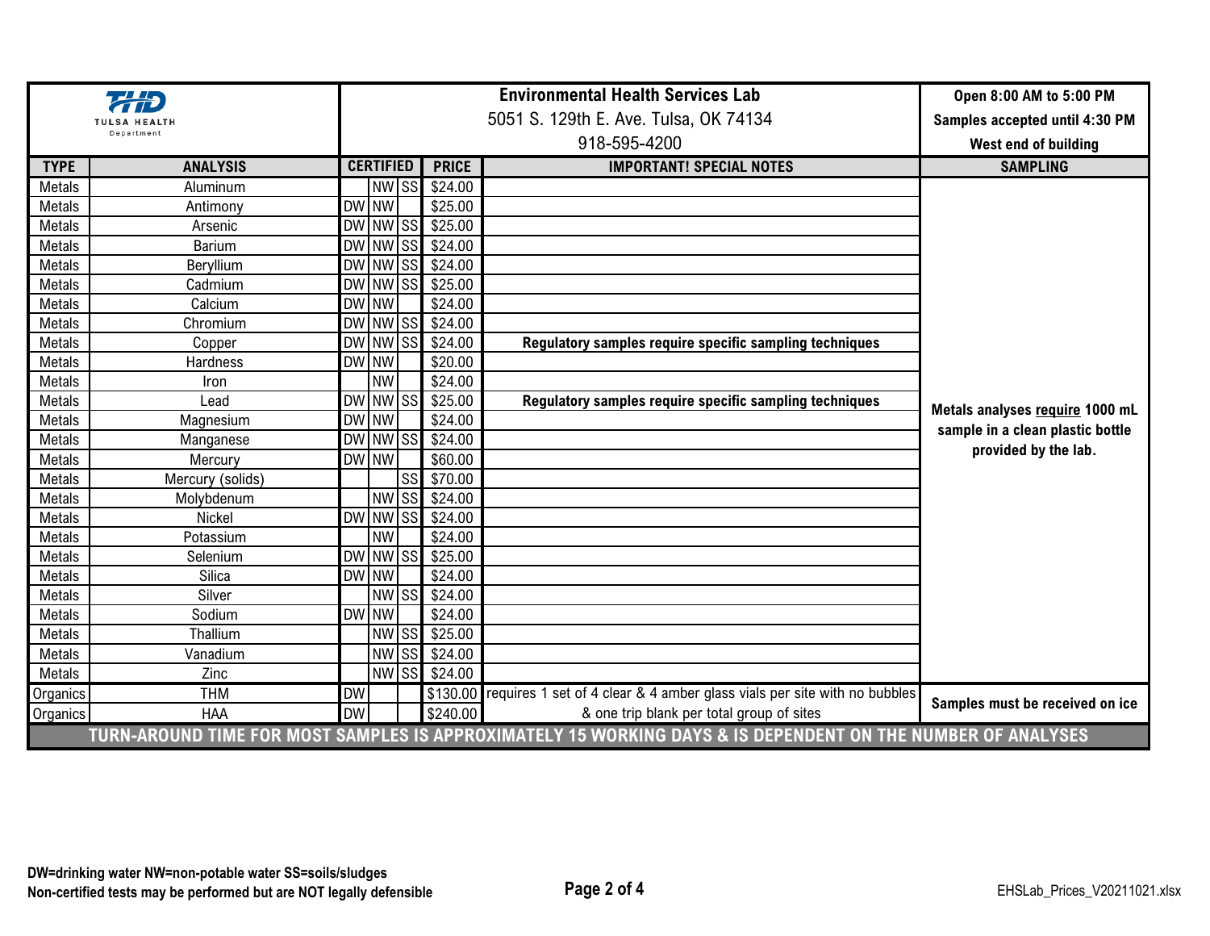**TULSA HEALTH Department**

**Environmental Health Services Lab**
5051 S. 129th E. Ave. Tulsa, OK 74134
918-595-4200

**Open 8:00 AM to 5:00 PM**
**Samples accepted until 4:30 PM**
**West end of building**

| TYPE | ANALYSIS | CERTIFIED | | | PRICE | IMPORTANT! SPECIAL NOTES | SAMPLING |
|---|---|---|---|---|---|---|---|
| Metals | Aluminum | | NW | SS | $24.00 | | Metals analyses require 1000 mL sample in a clean plastic bottle provided by the lab. |
| Metals | Antimony | DW | NW | | $25.00 | | |
| Metals | Arsenic | DW | NW | SS | $25.00 | | |
| Metals | Barium | DW | NW | SS | $24.00 | | |
| Metals | Beryllium | DW | NW | SS | $24.00 | | |
| Metals | Cadmium | DW | NW | SS | $25.00 | | |
| Metals | Calcium | DW | NW | | $24.00 | | |
| Metals | Chromium | DW | NW | SS | $24.00 | | |
| Metals | Copper | DW | NW | SS | $24.00 | **Regulatory samples require specific sampling techniques** | |
| Metals | Hardness | DW | NW | | $20.00 | | |
| Metals | Iron | | NW | | $24.00 | | |
| Metals | Lead | DW | NW | SS | $25.00 | **Regulatory samples require specific sampling techniques** | |
| Metals | Magnesium | DW | NW | | $24.00 | | |
| Metals | Manganese | DW | NW | SS | $24.00 | | |
| Metals | Mercury | DW | NW | | $60.00 | | |
| Metals | Mercury (solids) | | | SS | $70.00 | | |
| Metals | Molybdenum | | NW | SS | $24.00 | | |
| Metals | Nickel | DW | NW | SS | $24.00 | | |
| Metals | Potassium | | NW | | $24.00 | | |
| Metals | Selenium | DW | NW | SS | $25.00 | | |
| Metals | Silica | DW | NW | | $24.00 | | |
| Metals | Silver | | NW | SS | $24.00 | | |
| Metals | Sodium | DW | NW | | $24.00 | | |
| Metals | Thallium | | NW | SS | $25.00 | | |
| Metals | Vanadium | | NW | SS | $24.00 | | |
| Metals | Zinc | | NW | SS | $24.00 | | |
| Organics | THM | DW | | | $130.00 | requires 1 set of 4 clear & 4 amber glass vials per site with no bubbles & one trip blank per total group of sites | Samples must be received on ice |
| Organics | HAA | DW | | | $240.00 | | |

**TURN-AROUND TIME FOR MOST SAMPLES IS APPROXIMATELY 15 WORKING DAYS & IS DEPENDENT ON THE NUMBER OF ANALYSES**

**DW=drinking water NW=non-potable water SS=soils/sludges**
**Non-certified tests may be performed but are NOT legally defensible**

EHSLab_Prices_V20211021.xlsx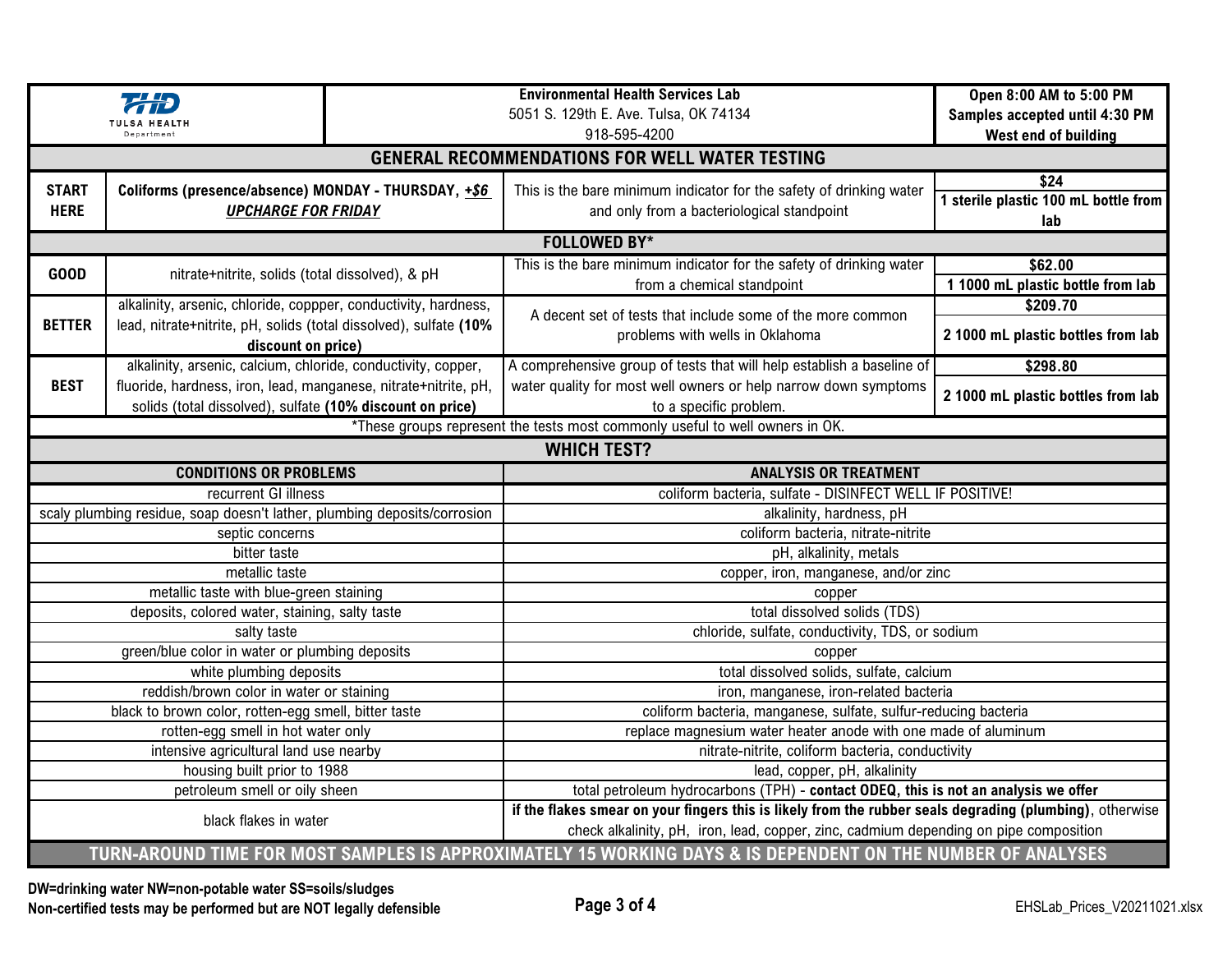| TULSA HEALTH Department | Environmental Health Services Lab<br>5051 S. 129th E. Ave. Tulsa, OK 74134<br>918-595-4200 | | Open 8:00 AM to 5:00 PM<br>Samples accepted until 4:30 PM<br>West end of building |
|---|---|---|---|

## GENERAL RECOMMENDATIONS FOR WELL WATER TESTING

| | | | |
|---|---|---|---|
| **START HERE** | **Coliforms (presence/absence) MONDAY - THURSDAY, *+$6 UPCHARGE FOR FRIDAY*** | This is the bare minimum indicator for the safety of drinking water and only from a bacteriological standpoint | **$24**<br>**1 sterile plastic 100 mL bottle from lab** |

**FOLLOWED BY***

| | | | |
|---|---|---|---|
| **GOOD** | nitrate+nitrite, solids (total dissolved), & pH | This is the bare minimum indicator for the safety of drinking water from a chemical standpoint | **$62.00**<br>**1 1000 mL plastic bottle from lab** |
| **BETTER** | alkalinity, arsenic, chloride, coppper, conductivity, hardness, lead, nitrate+nitrite, pH, solids (total dissolved), sulfate **(10% discount on price)** | A decent set of tests that include some of the more common problems with wells in Oklahoma | **$209.70**<br>**2 1000 mL plastic bottles from lab** |
| **BEST** | alkalinity, arsenic, calcium, chloride, conductivity, copper, fluoride, hardness, iron, lead, manganese, nitrate+nitrite, pH, solids (total dissolved), sulfate **(10% discount on price)** | A comprehensive group of tests that will help establish a baseline of water quality for most well owners or help narrow down symptoms to a specific problem. | **$298.80**<br>**2 1000 mL plastic bottles from lab** |

*These groups represent the tests most commonly useful to well owners in OK.

## WHICH TEST?

| CONDITIONS OR PROBLEMS | ANALYSIS OR TREATMENT |
|---|---|
| recurrent GI illness | coliform bacteria, sulfate - DISINFECT WELL IF POSITIVE! |
| scaly plumbing residue, soap doesn't lather, plumbing deposits/corrosion | alkalinity, hardness, pH |
| septic concerns | coliform bacteria, nitrate-nitrite |
| bitter taste | pH, alkalinity, metals |
| metallic taste | copper, iron, manganese, and/or zinc |
| metallic taste with blue-green staining | copper |
| deposits, colored water, staining, salty taste | total dissolved solids (TDS) |
| salty taste | chloride, sulfate, conductivity, TDS, or sodium |
| green/blue color in water or plumbing deposits | copper |
| white plumbing deposits | total dissolved solids, sulfate, calcium |
| reddish/brown color in water or staining | iron, manganese, iron-related bacteria |
| black to brown color, rotten-egg smell, bitter taste | coliform bacteria, manganese, sulfate, sulfur-reducing bacteria |
| rotten-egg smell in hot water only | replace magnesium water heater anode with one made of aluminum |
| intensive agricultural land use nearby | nitrate-nitrite, coliform bacteria, conductivity |
| housing built prior to 1988 | lead, copper, pH, alkalinity |
| petroleum smell or oily sheen | total petroleum hydrocarbons (TPH) - **contact ODEQ, this is not an analysis we offer** |
| black flakes in water | **if the flakes smear on your fingers this is likely from the rubber seals degrading (plumbing)**, otherwise check alkalinity, pH, iron, lead, copper, zinc, cadmium depending on pipe composition |

**TURN-AROUND TIME FOR MOST SAMPLES IS APPROXIMATELY 15 WORKING DAYS & IS DEPENDENT ON THE NUMBER OF ANALYSES**

**DW=drinking water NW=non-potable water SS=soils/sludges**
**Non-certified tests may be performed but are NOT legally defensible**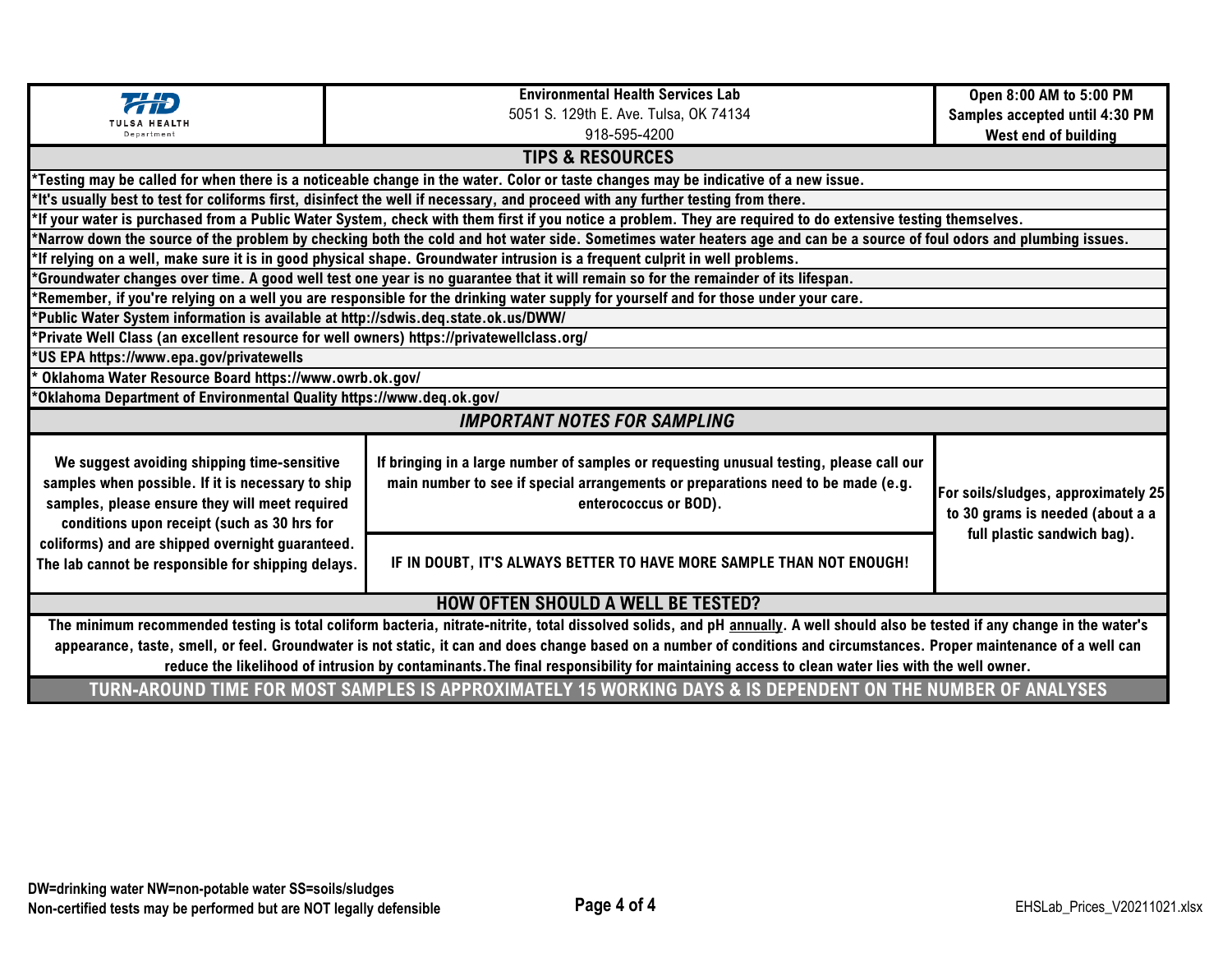| **THD** TULSA HEALTH Department | **Environmental Health Services Lab**<br>5051 S. 129th E. Ave. Tulsa, OK 74134<br>918-595-4200 | **Open 8:00 AM to 5:00 PM**<br>**Samples accepted until 4:30 PM**<br>**West end of building** |
|---|---|---|

## TIPS & RESOURCES

- *Testing may be called for when there is a noticeable change in the water. Color or taste changes may be indicative of a new issue.
- *It's usually best to test for coliforms first, disinfect the well if necessary, and proceed with any further testing from there.
- *If your water is purchased from a Public Water System, check with them first if you notice a problem. They are required to do extensive testing themselves.
- *Narrow down the source of the problem by checking both the cold and hot water side. Sometimes water heaters age and can be a source of foul odors and plumbing issues.
- *If relying on a well, make sure it is in good physical shape. Groundwater intrusion is a frequent culprit in well problems.
- *Groundwater changes over time. A good well test one year is no guarantee that it will remain so for the remainder of its lifespan.
- *Remember, if you're relying on a well you are responsible for the drinking water supply for yourself and for those under your care.
- *Public Water System information is available at http://sdwis.deq.state.ok.us/DWW/
- *Private Well Class (an excellent resource for well owners) https://privatewellclass.org/
- *US EPA https://www.epa.gov/privatewells
- * Oklahoma Water Resource Board https://www.owrb.ok.gov/
- *Oklahoma Department of Environmental Quality https://www.deq.ok.gov/

## *IMPORTANT NOTES FOR SAMPLING*

| | | |
|---|---|---|
| **We suggest avoiding shipping time-sensitive samples when possible. If it is necessary to ship samples, please ensure they will meet required conditions upon receipt (such as 30 hrs for coliforms) and are shipped overnight guaranteed. The lab cannot be responsible for shipping delays.** | **If bringing in a large number of samples or requesting unusual testing, please call our main number to see if special arrangements or preparations need to be made (e.g. enterococcus or BOD).**<br><br>**IF IN DOUBT, IT'S ALWAYS BETTER TO HAVE MORE SAMPLE THAN NOT ENOUGH!** | **For soils/sludges, approximately 25 to 30 grams is needed (about a a full plastic sandwich bag).** |

## HOW OFTEN SHOULD A WELL BE TESTED?

**The minimum recommended testing is total coliform bacteria, nitrate-nitrite, total dissolved solids, and pH annually. A well should also be tested if any change in the water's appearance, taste, smell, or feel. Groundwater is not static, it can and does change based on a number of conditions and circumstances. Proper maintenance of a well can reduce the likelihood of intrusion by contaminants.The final responsibility for maintaining access to clean water lies with the well owner.**

**TURN-AROUND TIME FOR MOST SAMPLES IS APPROXIMATELY 15 WORKING DAYS & IS DEPENDENT ON THE NUMBER OF ANALYSES**

**DW=drinking water NW=non-potable water SS=soils/sludges**
**Non-certified tests may be performed but are NOT legally defensible**